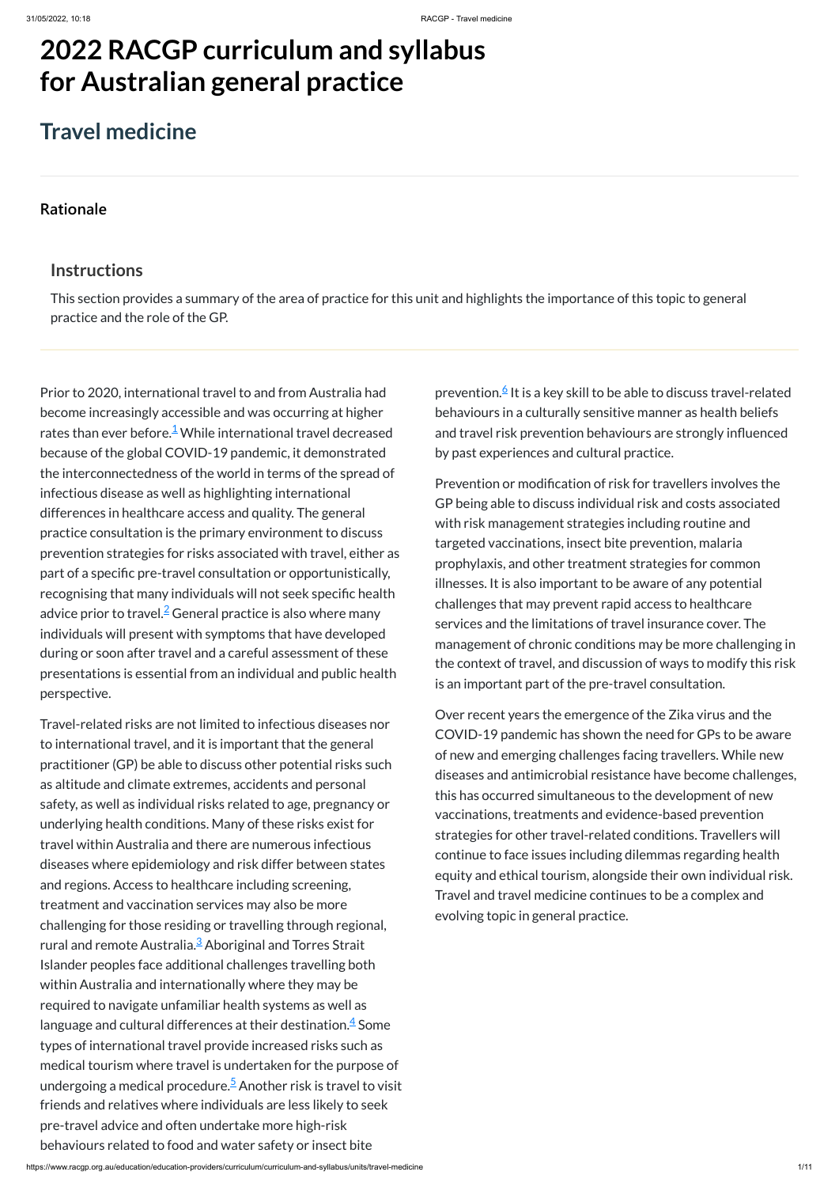# 2022 RACGP curriculum and syllabus for Australian general practice

## Travel medicine

### Rationale

#### Instructions

This section provides a summary of the area of practice for this unit and highlights the importance of this topic to general practice and the role of the GP.

Prior to 2020, international travel to and from Australia had become increasingly accessible and was occurring at higher rates than ever before.[1] While international travel decreased because of the global COVID-19 pandemic, it demonstrated the interconnectedness of the world in terms of the spread of infectious disease as well as highlighting international differences in healthcare access and quality. The general practice consultation is the primary environment to discuss prevention strategies for risks associated with travel, either as part of a specific pre-travel consultation or opportunistically, recognising that many individuals will not seek specific health advice prior to travel.[2] General practice is also where many individuals will present with symptoms that have developed during or soon after travel and a careful assessment of these presentations is essential from an individual and public health perspective.

Travel-related risks are not limited to infectious diseases nor to international travel, and it is important that the general practitioner (GP) be able to discuss other potential risks such as altitude and climate extremes, accidents and personal safety, as well as individual risks related to age, pregnancy or underlying health conditions. Many of these risks exist for travel within Australia and there are numerous infectious diseases where epidemiology and risk differ between states and regions. Access to healthcare including screening, treatment and vaccination services may also be more challenging for those residing or travelling through regional, rural and remote Australia.[3] Aboriginal and Torres Strait Islander peoples face additional challenges travelling both within Australia and internationally where they may be required to navigate unfamiliar health systems as well as language and cultural differences at their destination.[4] Some types of international travel provide increased risks such as medical tourism where travel is undertaken for the purpose of undergoing a medical procedure.[5] Another risk is travel to visit friends and relatives where individuals are less likely to seek pre-travel advice and often undertake more high-risk behaviours related to food and water safety or insect bite prevention.[6] It is a key skill to be able to discuss travel-related behaviours in a culturally sensitive manner as health beliefs and travel risk prevention behaviours are strongly influenced by past experiences and cultural practice.

Prevention or modification of risk for travellers involves the GP being able to discuss individual risk and costs associated with risk management strategies including routine and targeted vaccinations, insect bite prevention, malaria prophylaxis, and other treatment strategies for common illnesses. It is also important to be aware of any potential challenges that may prevent rapid access to healthcare services and the limitations of travel insurance cover. The management of chronic conditions may be more challenging in the context of travel, and discussion of ways to modify this risk is an important part of the pre-travel consultation.

Over recent years the emergence of the Zika virus and the COVID-19 pandemic has shown the need for GPs to be aware of new and emerging challenges facing travellers. While new diseases and antimicrobial resistance have become challenges, this has occurred simultaneous to the development of new vaccinations, treatments and evidence-based prevention strategies for other travel-related conditions. Travellers will continue to face issues including dilemmas regarding health equity and ethical tourism, alongside their own individual risk. Travel and travel medicine continues to be a complex and evolving topic in general practice.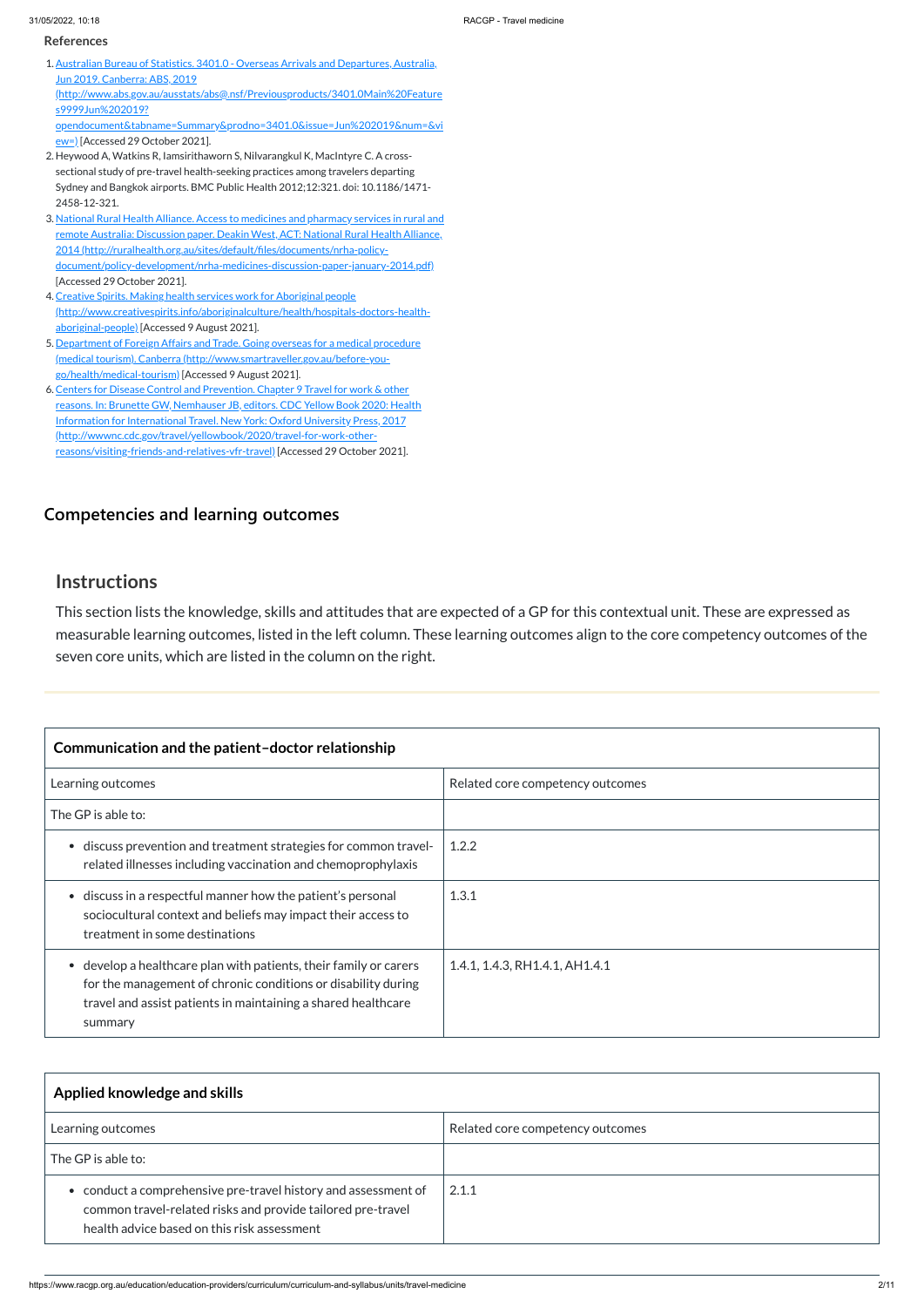**References**

1. [Australian Bureau of Statistics. 3401.0 - Overseas Arrivals and Departures, Australia, Jun 2019. Canberra: ABS, 2019 (http://www.abs.gov.au/ausstats/abs@.nsf/Previousproducts/3401.0Main%20Features9999Jun%202019?opendocument&tabname=Summary&prodno=3401.0&issue=Jun%202019&num=&view=)](http://www.abs.gov.au/ausstats/abs@.nsf/Previousproducts/3401.0Main%20Features9999Jun%202019?opendocument&tabname=Summary&prodno=3401.0&issue=Jun%202019&num=&view=) [Accessed 29 October 2021].
2. Heywood A, Watkins R, Iamsirithaworn S, Nilvarangkul K, MacIntyre C. A cross-sectional study of pre-travel health-seeking practices among travelers departing Sydney and Bangkok airports. BMC Public Health 2012;12:321. doi: 10.1186/1471-2458-12-321.
3. [National Rural Health Alliance. Access to medicines and pharmacy services in rural and remote Australia: Discussion paper. Deakin West, ACT: National Rural Health Alliance, 2014 (http://ruralhealth.org.au/sites/default/files/documents/nrha-policy-document/policy-development/nrha-medicines-discussion-paper-january-2014.pdf)](http://ruralhealth.org.au/sites/default/files/documents/nrha-policy-document/policy-development/nrha-medicines-discussion-paper-january-2014.pdf) [Accessed 29 October 2021].
4. [Creative Spirits. Making health services work for Aboriginal people (http://www.creativespirits.info/aboriginalculture/health/hospitals-doctors-health-aboriginal-people)](http://www.creativespirits.info/aboriginalculture/health/hospitals-doctors-health-aboriginal-people) [Accessed 9 August 2021].
5. [Department of Foreign Affairs and Trade. Going overseas for a medical procedure (medical tourism). Canberra (http://www.smartraveller.gov.au/before-you-go/health/medical-tourism)](http://www.smartraveller.gov.au/before-you-go/health/medical-tourism) [Accessed 9 August 2021].
6. [Centers for Disease Control and Prevention. Chapter 9 Travel for work & other reasons. In: Brunette GW, Nemhauser JB, editors. CDC Yellow Book 2020: Health Information for International Travel. New York: Oxford University Press, 2017 (http://wwwnc.cdc.gov/travel/yellowbook/2020/travel-for-work-other-reasons/visiting-friends-and-relatives-vfr-travel)](http://wwwnc.cdc.gov/travel/yellowbook/2020/travel-for-work-other-reasons/visiting-friends-and-relatives-vfr-travel) [Accessed 29 October 2021].

## Competencies and learning outcomes

### Instructions

This section lists the knowledge, skills and attitudes that are expected of a GP for this contextual unit. These are expressed as measurable learning outcomes, listed in the left column. These learning outcomes align to the core competency outcomes of the seven core units, which are listed in the column on the right.

| **Communication and the patient–doctor relationship** | |
|---|---|
| Learning outcomes | Related core competency outcomes |
| The GP is able to: | |
| • discuss prevention and treatment strategies for common travel-related illnesses including vaccination and chemoprophylaxis | 1.2.2 |
| • discuss in a respectful manner how the patient's personal sociocultural context and beliefs may impact their access to treatment in some destinations | 1.3.1 |
| • develop a healthcare plan with patients, their family or carers for the management of chronic conditions or disability during travel and assist patients in maintaining a shared healthcare summary | 1.4.1, 1.4.3, RH1.4.1, AH1.4.1 |

| **Applied knowledge and skills** | |
|---|---|
| Learning outcomes | Related core competency outcomes |
| The GP is able to: | |
| • conduct a comprehensive pre-travel history and assessment of common travel-related risks and provide tailored pre-travel health advice based on this risk assessment | 2.1.1 |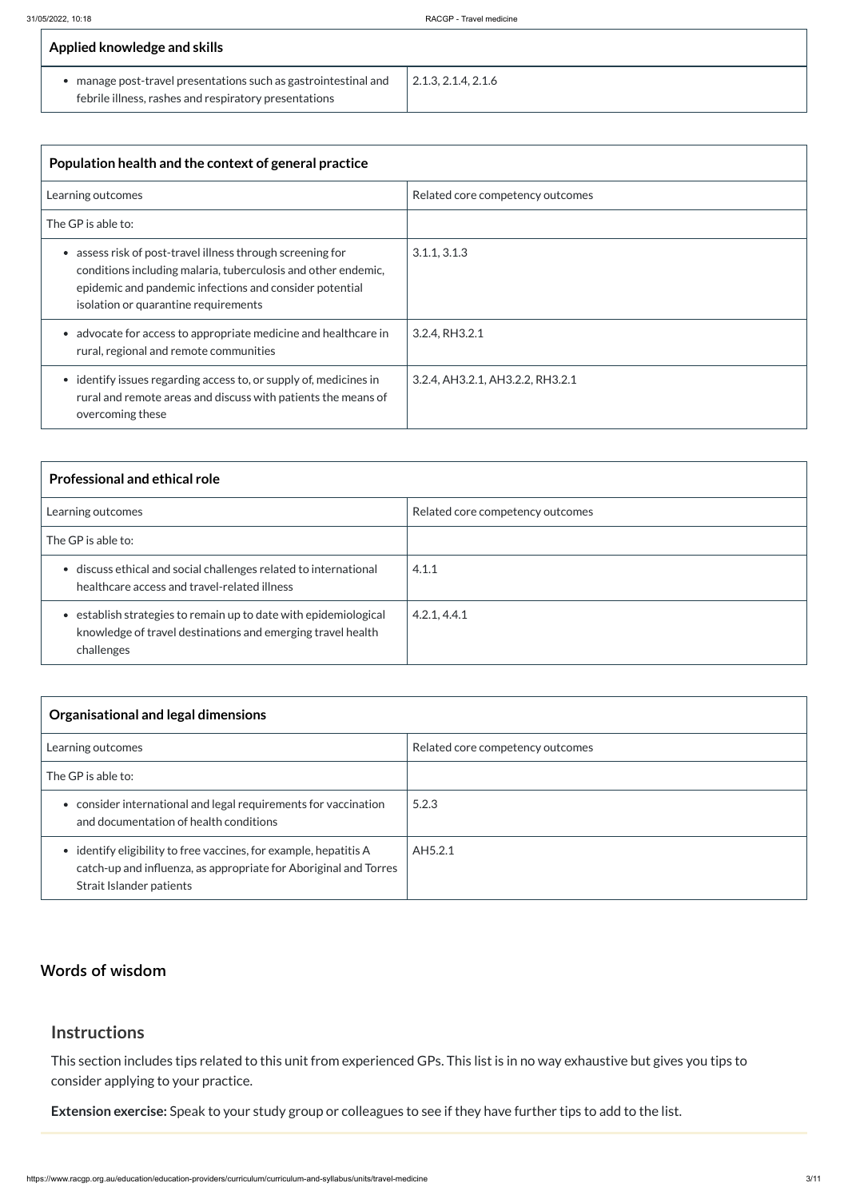| Applied knowledge and skills | |
|---|---|
| • manage post-travel presentations such as gastrointestinal and febrile illness, rashes and respiratory presentations | 2.1.3, 2.1.4, 2.1.6 |

| Population health and the context of general practice | |
|---|---|
| Learning outcomes | Related core competency outcomes |
| The GP is able to: | |
| • assess risk of post-travel illness through screening for conditions including malaria, tuberculosis and other endemic, epidemic and pandemic infections and consider potential isolation or quarantine requirements | 3.1.1, 3.1.3 |
| • advocate for access to appropriate medicine and healthcare in rural, regional and remote communities | 3.2.4, RH3.2.1 |
| • identify issues regarding access to, or supply of, medicines in rural and remote areas and discuss with patients the means of overcoming these | 3.2.4, AH3.2.1, AH3.2.2, RH3.2.1 |

| Professional and ethical role | |
|---|---|
| Learning outcomes | Related core competency outcomes |
| The GP is able to: | |
| • discuss ethical and social challenges related to international healthcare access and travel-related illness | 4.1.1 |
| • establish strategies to remain up to date with epidemiological knowledge of travel destinations and emerging travel health challenges | 4.2.1, 4.4.1 |

| Organisational and legal dimensions | |
|---|---|
| Learning outcomes | Related core competency outcomes |
| The GP is able to: | |
| • consider international and legal requirements for vaccination and documentation of health conditions | 5.2.3 |
| • identify eligibility to free vaccines, for example, hepatitis A catch-up and influenza, as appropriate for Aboriginal and Torres Strait Islander patients | AH5.2.1 |

## Words of wisdom

### Instructions

This section includes tips related to this unit from experienced GPs. This list is in no way exhaustive but gives you tips to consider applying to your practice.

**Extension exercise:** Speak to your study group or colleagues to see if they have further tips to add to the list.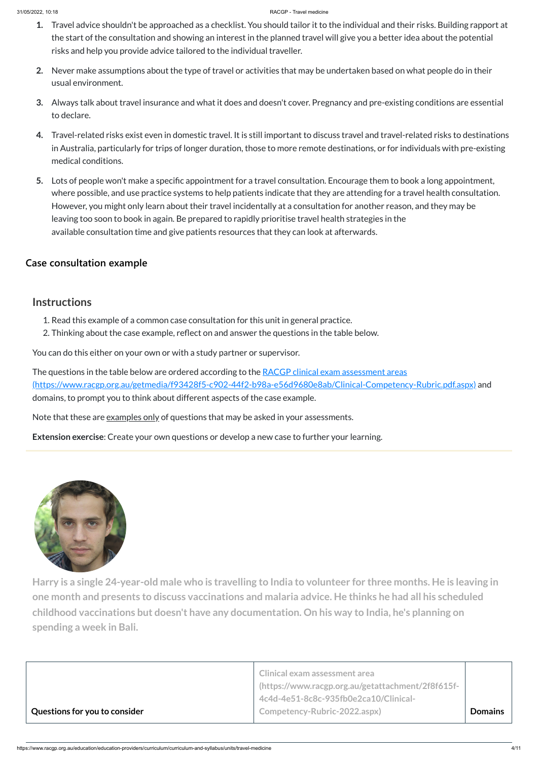1. Travel advice shouldn't be approached as a checklist. You should tailor it to the individual and their risks. Building rapport at the start of the consultation and showing an interest in the planned travel will give you a better idea about the potential risks and help you provide advice tailored to the individual traveller.
2. Never make assumptions about the type of travel or activities that may be undertaken based on what people do in their usual environment.
3. Always talk about travel insurance and what it does and doesn't cover. Pregnancy and pre-existing conditions are essential to declare.
4. Travel-related risks exist even in domestic travel. It is still important to discuss travel and travel-related risks to destinations in Australia, particularly for trips of longer duration, those to more remote destinations, or for individuals with pre-existing medical conditions.
5. Lots of people won't make a specific appointment for a travel consultation. Encourage them to book a long appointment, where possible, and use practice systems to help patients indicate that they are attending for a travel health consultation. However, you might only learn about their travel incidentally at a consultation for another reason, and they may be leaving too soon to book in again. Be prepared to rapidly prioritise travel health strategies in the available consultation time and give patients resources that they can look at afterwards.

### Case consultation example

## Instructions

1. Read this example of a common case consultation for this unit in general practice.
2. Thinking about the case example, reflect on and answer the questions in the table below.

You can do this either on your own or with a study partner or supervisor.

The questions in the table below are ordered according to the [RACGP clinical exam assessment areas (https://www.racgp.org.au/getmedia/f93428f5-c902-44f2-b98a-e56d9680e8ab/Clinical-Competency-Rubric.pdf.aspx)](https://www.racgp.org.au/getmedia/f93428f5-c902-44f2-b98a-e56d9680e8ab/Clinical-Competency-Rubric.pdf.aspx) and domains, to prompt you to think about different aspects of the case example.

Note that these are examples only of questions that may be asked in your assessments.

**Extension exercise**: Create your own questions or develop a new case to further your learning.

**Harry is a single 24-year-old male who is travelling to India to volunteer for three months. He is leaving in one month and presents to discuss vaccinations and malaria advice. He thinks he had all his scheduled childhood vaccinations but doesn't have any documentation. On his way to India, he's planning on spending a week in Bali.**

| Questions for you to consider | Clinical exam assessment area (https://www.racgp.org.au/getattachment/2f8f615f-4c4d-4e51-8c8c-935fb0e2ca10/Clinical-Competency-Rubric-2022.aspx) | Domains |
|---|---|---|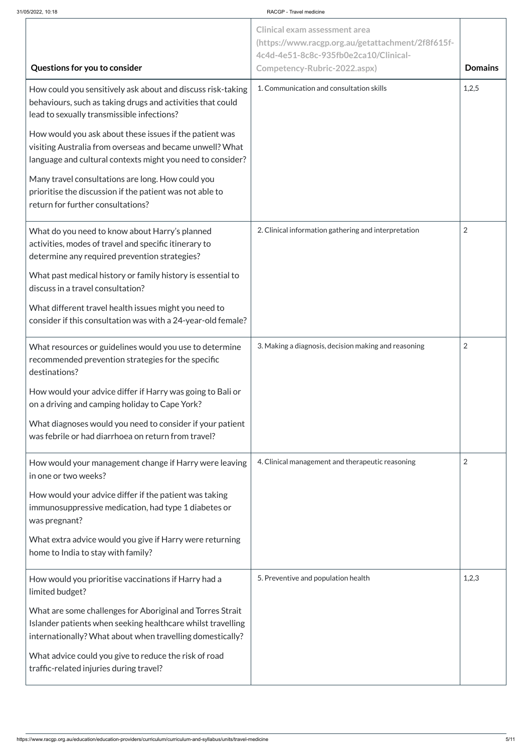| Questions for you to consider | Clinical exam assessment area (https://www.racgp.org.au/getattachment/2f8f615f-4c4d-4e51-8c8c-935fb0e2ca10/Clinical-Competency-Rubric-2022.aspx) | Domains |
|---|---|---|
| How could you sensitively ask about and discuss risk-taking behaviours, such as taking drugs and activities that could lead to sexually transmissible infections?<br><br>How would you ask about these issues if the patient was visiting Australia from overseas and became unwell? What language and cultural contexts might you need to consider?<br><br>Many travel consultations are long. How could you prioritise the discussion if the patient was not able to return for further consultations? | 1. Communication and consultation skills | 1,2,5 |
| What do you need to know about Harry's planned activities, modes of travel and specific itinerary to determine any required prevention strategies?<br><br>What past medical history or family history is essential to discuss in a travel consultation?<br><br>What different travel health issues might you need to consider if this consultation was with a 24-year-old female? | 2. Clinical information gathering and interpretation | 2 |
| What resources or guidelines would you use to determine recommended prevention strategies for the specific destinations?<br><br>How would your advice differ if Harry was going to Bali or on a driving and camping holiday to Cape York?<br><br>What diagnoses would you need to consider if your patient was febrile or had diarrhoea on return from travel? | 3. Making a diagnosis, decision making and reasoning | 2 |
| How would your management change if Harry were leaving in one or two weeks?<br><br>How would your advice differ if the patient was taking immunosuppressive medication, had type 1 diabetes or was pregnant?<br><br>What extra advice would you give if Harry were returning home to India to stay with family? | 4. Clinical management and therapeutic reasoning | 2 |
| How would you prioritise vaccinations if Harry had a limited budget?<br><br>What are some challenges for Aboriginal and Torres Strait Islander patients when seeking healthcare whilst travelling internationally? What about when travelling domestically?<br><br>What advice could you give to reduce the risk of road traffic-related injuries during travel? | 5. Preventive and population health | 1,2,3 |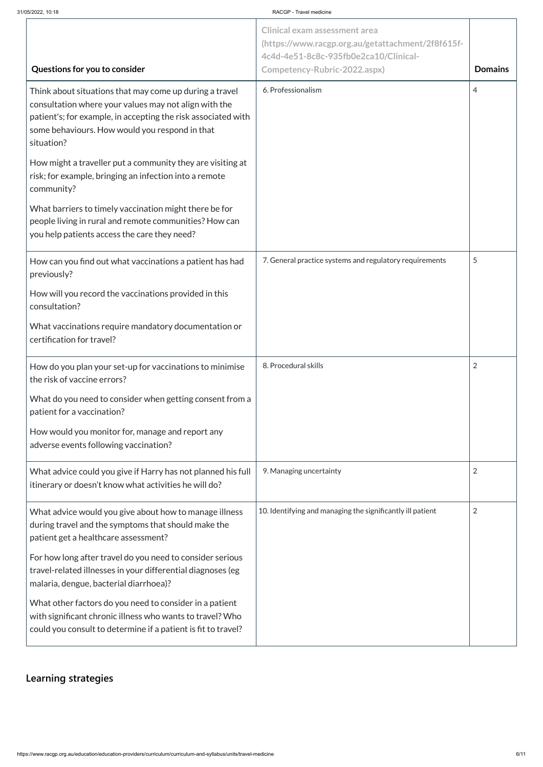| Questions for you to consider | Clinical exam assessment area (https://www.racgp.org.au/getattachment/2f8f615f-4c4d-4e51-8c8c-935fb0e2ca10/Clinical-Competency-Rubric-2022.aspx) | Domains |
| --- | --- | --- |
| Think about situations that may come up during a travel consultation where your values may not align with the patient's; for example, in accepting the risk associated with some behaviours. How would you respond in that situation?<br><br>How might a traveller put a community they are visiting at risk; for example, bringing an infection into a remote community?<br><br>What barriers to timely vaccination might there be for people living in rural and remote communities? How can you help patients access the care they need? | 6. Professionalism | 4 |
| How can you find out what vaccinations a patient has had previously?<br><br>How will you record the vaccinations provided in this consultation?<br><br>What vaccinations require mandatory documentation or certification for travel? | 7. General practice systems and regulatory requirements | 5 |
| How do you plan your set-up for vaccinations to minimise the risk of vaccine errors?<br><br>What do you need to consider when getting consent from a patient for a vaccination?<br><br>How would you monitor for, manage and report any adverse events following vaccination? | 8. Procedural skills | 2 |
| What advice could you give if Harry has not planned his full itinerary or doesn't know what activities he will do? | 9. Managing uncertainty | 2 |
| What advice would you give about how to manage illness during travel and the symptoms that should make the patient get a healthcare assessment?<br><br>For how long after travel do you need to consider serious travel-related illnesses in your differential diagnoses (eg malaria, dengue, bacterial diarrhoea)?<br><br>What other factors do you need to consider in a patient with significant chronic illness who wants to travel? Who could you consult to determine if a patient is fit to travel? | 10. Identifying and managing the significantly ill patient | 2 |

## Learning strategies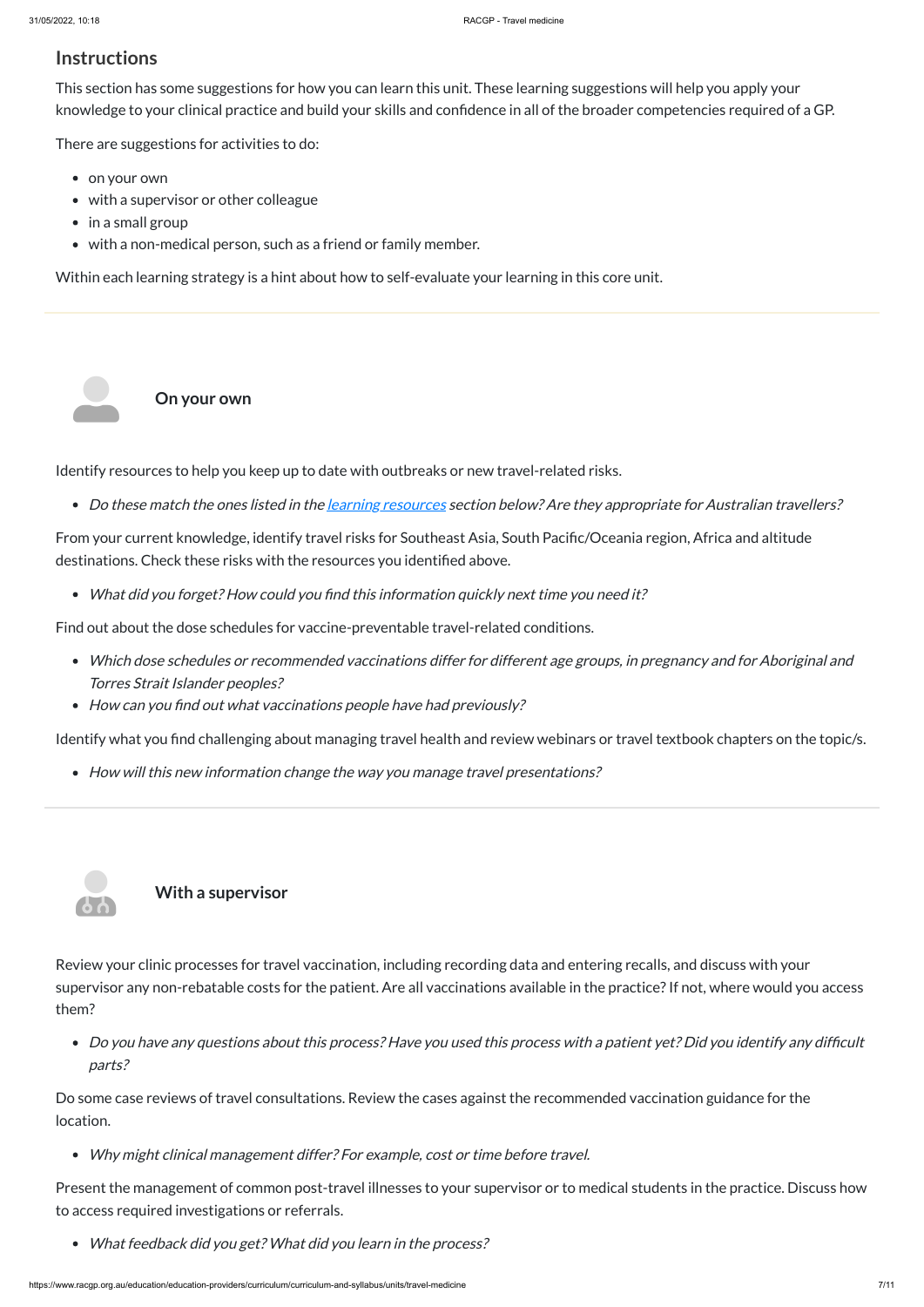## Instructions

This section has some suggestions for how you can learn this unit. These learning suggestions will help you apply your knowledge to your clinical practice and build your skills and confidence in all of the broader competencies required of a GP.

There are suggestions for activities to do:

- on your own
- with a supervisor or other colleague
- in a small group
- with a non-medical person, such as a friend or family member.

Within each learning strategy is a hint about how to self-evaluate your learning in this core unit.

---

### On your own

Identify resources to help you keep up to date with outbreaks or new travel-related risks.

- *Do these match the ones listed in the learning resources section below? Are they appropriate for Australian travellers?*

From your current knowledge, identify travel risks for Southeast Asia, South Pacific/Oceania region, Africa and altitude destinations. Check these risks with the resources you identified above.

- *What did you forget? How could you find this information quickly next time you need it?*

Find out about the dose schedules for vaccine-preventable travel-related conditions.

- *Which dose schedules or recommended vaccinations differ for different age groups, in pregnancy and for Aboriginal and Torres Strait Islander peoples?*
- *How can you find out what vaccinations people have had previously?*

Identify what you find challenging about managing travel health and review webinars or travel textbook chapters on the topic/s.

- *How will this new information change the way you manage travel presentations?*

---

### With a supervisor

Review your clinic processes for travel vaccination, including recording data and entering recalls, and discuss with your supervisor any non-rebatable costs for the patient. Are all vaccinations available in the practice? If not, where would you access them?

- *Do you have any questions about this process? Have you used this process with a patient yet? Did you identify any difficult parts?*

Do some case reviews of travel consultations. Review the cases against the recommended vaccination guidance for the location.

- *Why might clinical management differ? For example, cost or time before travel.*

Present the management of common post-travel illnesses to your supervisor or to medical students in the practice. Discuss how to access required investigations or referrals.

- *What feedback did you get? What did you learn in the process?*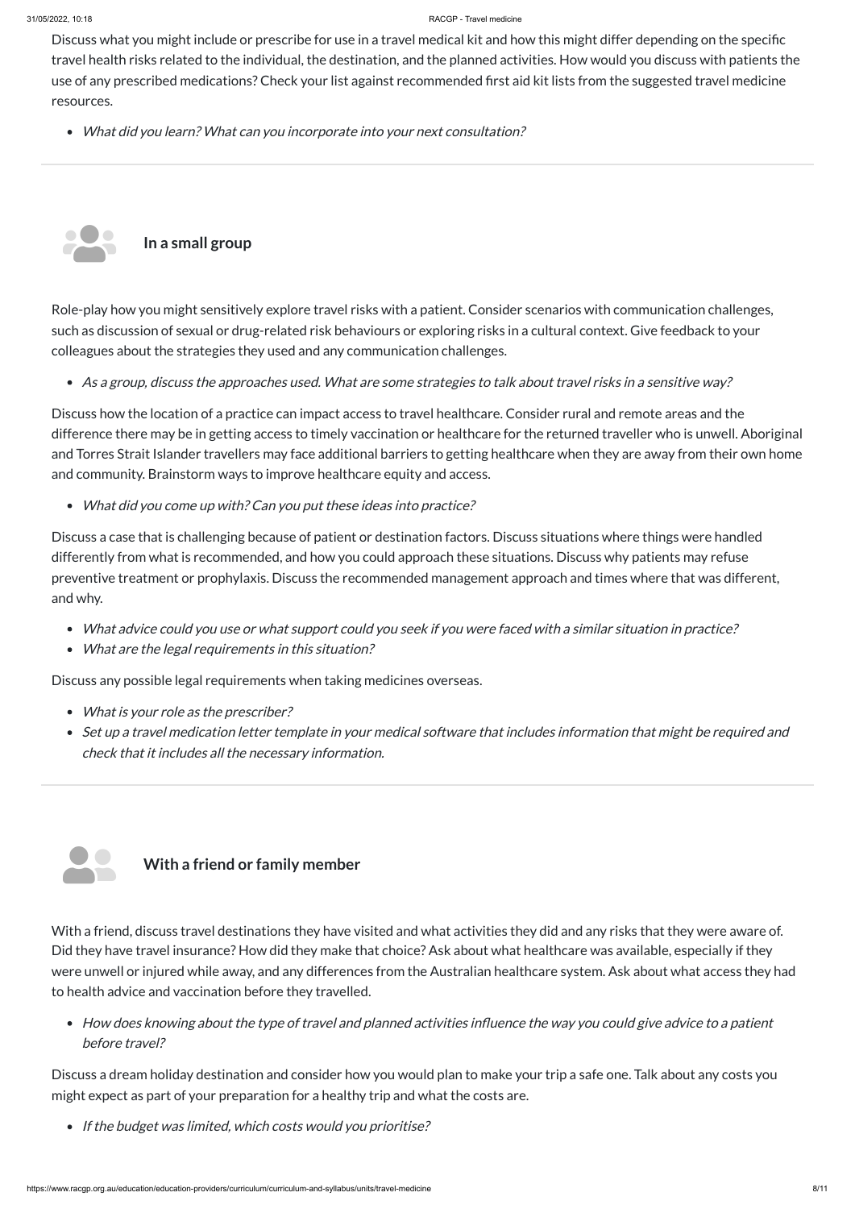Discuss what you might include or prescribe for use in a travel medical kit and how this might differ depending on the specific travel health risks related to the individual, the destination, and the planned activities. How would you discuss with patients the use of any prescribed medications? Check your list against recommended first aid kit lists from the suggested travel medicine resources.

- *What did you learn? What can you incorporate into your next consultation?*

---

### In a small group

Role-play how you might sensitively explore travel risks with a patient. Consider scenarios with communication challenges, such as discussion of sexual or drug-related risk behaviours or exploring risks in a cultural context. Give feedback to your colleagues about the strategies they used and any communication challenges.

- *As a group, discuss the approaches used. What are some strategies to talk about travel risks in a sensitive way?*

Discuss how the location of a practice can impact access to travel healthcare. Consider rural and remote areas and the difference there may be in getting access to timely vaccination or healthcare for the returned traveller who is unwell. Aboriginal and Torres Strait Islander travellers may face additional barriers to getting healthcare when they are away from their own home and community. Brainstorm ways to improve healthcare equity and access.

- *What did you come up with? Can you put these ideas into practice?*

Discuss a case that is challenging because of patient or destination factors. Discuss situations where things were handled differently from what is recommended, and how you could approach these situations. Discuss why patients may refuse preventive treatment or prophylaxis. Discuss the recommended management approach and times where that was different, and why.

- *What advice could you use or what support could you seek if you were faced with a similar situation in practice?*
- *What are the legal requirements in this situation?*

Discuss any possible legal requirements when taking medicines overseas.

- *What is your role as the prescriber?*
- *Set up a travel medication letter template in your medical software that includes information that might be required and check that it includes all the necessary information.*

---

### With a friend or family member

With a friend, discuss travel destinations they have visited and what activities they did and any risks that they were aware of. Did they have travel insurance? How did they make that choice? Ask about what healthcare was available, especially if they were unwell or injured while away, and any differences from the Australian healthcare system. Ask about what access they had to health advice and vaccination before they travelled.

- *How does knowing about the type of travel and planned activities influence the way you could give advice to a patient before travel?*

Discuss a dream holiday destination and consider how you would plan to make your trip a safe one. Talk about any costs you might expect as part of your preparation for a healthy trip and what the costs are.

- *If the budget was limited, which costs would you prioritise?*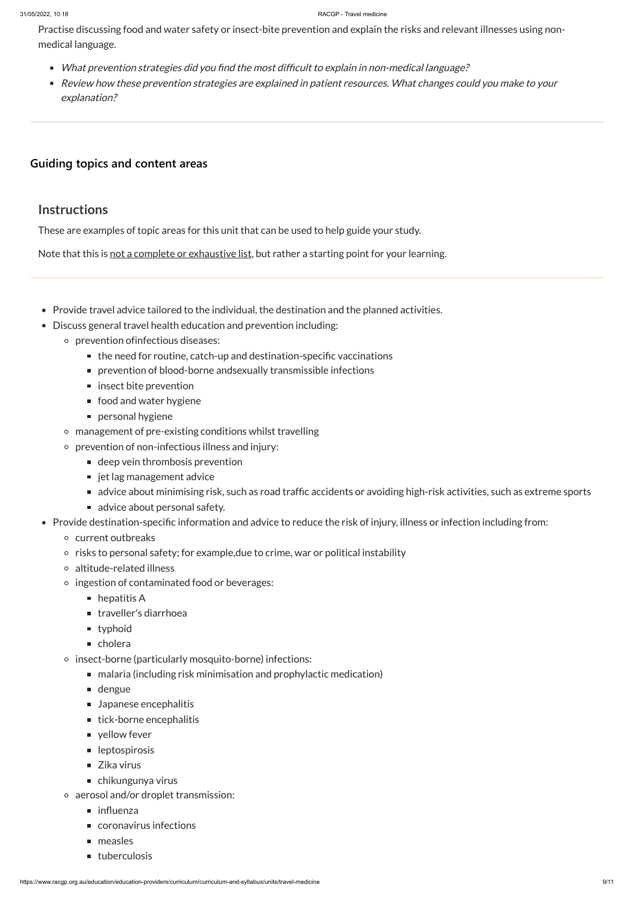Practise discussing food and water safety or insect-bite prevention and explain the risks and relevant illnesses using non-medical language.

- *What prevention strategies did you find the most difficult to explain in non-medical language?*
- *Review how these prevention strategies are explained in patient resources. What changes could you make to your explanation?*

## Guiding topics and content areas

### Instructions

These are examples of topic areas for this unit that can be used to help guide your study.

Note that this is not a complete or exhaustive list, but rather a starting point for your learning.

- Provide travel advice tailored to the individual, the destination and the planned activities.
- Discuss general travel health education and prevention including:
  - prevention ofinfectious diseases:
    - the need for routine, catch-up and destination-specific vaccinations
    - prevention of blood-borne andsexually transmissible infections
    - insect bite prevention
    - food and water hygiene
    - personal hygiene
  - management of pre-existing conditions whilst travelling
  - prevention of non-infectious illness and injury:
    - deep vein thrombosis prevention
    - jet lag management advice
    - advice about minimising risk, such as road traffic accidents or avoiding high-risk activities, such as extreme sports
    - advice about personal safety.
- Provide destination-specific information and advice to reduce the risk of injury, illness or infection including from:
  - current outbreaks
  - risks to personal safety; for example,due to crime, war or political instability
  - altitude-related illness
  - ingestion of contaminated food or beverages:
    - hepatitis A
    - traveller's diarrhoea
    - typhoid
    - cholera
  - insect-borne (particularly mosquito-borne) infections:
    - malaria (including risk minimisation and prophylactic medication)
    - dengue
    - Japanese encephalitis
    - tick-borne encephalitis
    - yellow fever
    - leptospirosis
    - Zika virus
    - chikungunya virus
  - aerosol and/or droplet transmission:
    - influenza
    - coronavirus infections
    - measles
    - tuberculosis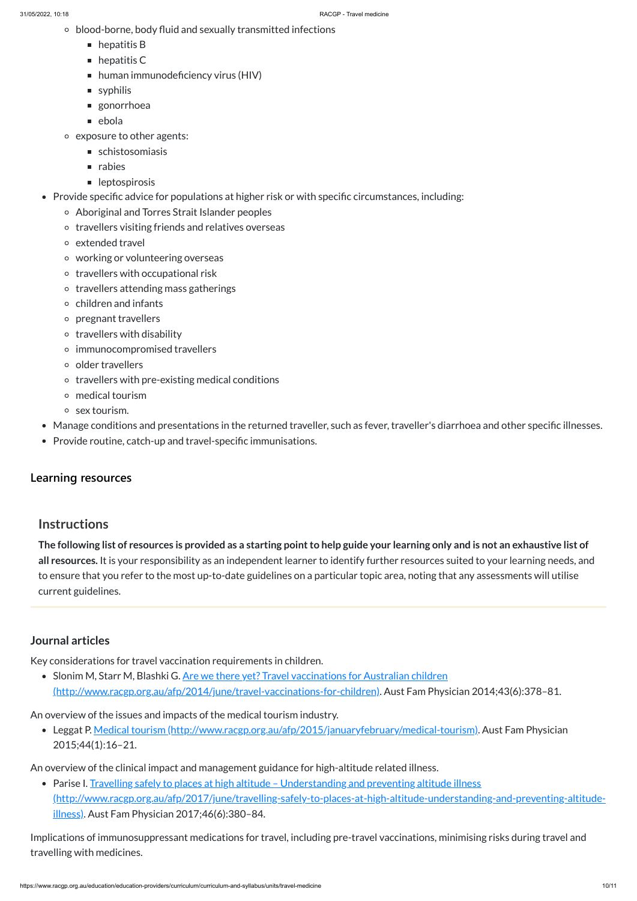- blood-borne, body fluid and sexually transmitted infections
    - hepatitis B
    - hepatitis C
    - human immunodeficiency virus (HIV)
    - syphilis
    - gonorrhoea
    - ebola
  - exposure to other agents:
    - schistosomiasis
    - rabies
    - leptospirosis
- Provide specific advice for populations at higher risk or with specific circumstances, including:
  - Aboriginal and Torres Strait Islander peoples
  - travellers visiting friends and relatives overseas
  - extended travel
  - working or volunteering overseas
  - travellers with occupational risk
  - travellers attending mass gatherings
  - children and infants
  - pregnant travellers
  - travellers with disability
  - immunocompromised travellers
  - older travellers
  - travellers with pre-existing medical conditions
  - medical tourism
  - sex tourism.
- Manage conditions and presentations in the returned traveller, such as fever, traveller's diarrhoea and other specific illnesses.
- Provide routine, catch-up and travel-specific immunisations.

### Learning resources

## Instructions

**The following list of resources is provided as a starting point to help guide your learning only and is not an exhaustive list of all resources.** It is your responsibility as an independent learner to identify further resources suited to your learning needs, and to ensure that you refer to the most up-to-date guidelines on a particular topic area, noting that any assessments will utilise current guidelines.

### Journal articles

Key considerations for travel vaccination requirements in children.

- Slonim M, Starr M, Blashki G. [Are we there yet? Travel vaccinations for Australian children (http://www.racgp.org.au/afp/2014/june/travel-vaccinations-for-children)](http://www.racgp.org.au/afp/2014/june/travel-vaccinations-for-children). Aust Fam Physician 2014;43(6):378–81.

An overview of the issues and impacts of the medical tourism industry.

- Leggat P. [Medical tourism (http://www.racgp.org.au/afp/2015/januaryfebruary/medical-tourism)](http://www.racgp.org.au/afp/2015/januaryfebruary/medical-tourism). Aust Fam Physician 2015;44(1):16–21.

An overview of the clinical impact and management guidance for high-altitude related illness.

- Parise I. [Travelling safely to places at high altitude – Understanding and preventing altitude illness (http://www.racgp.org.au/afp/2017/june/travelling-safely-to-places-at-high-altitude-understanding-and-preventing-altitude-illness)](http://www.racgp.org.au/afp/2017/june/travelling-safely-to-places-at-high-altitude-understanding-and-preventing-altitude-illness). Aust Fam Physician 2017;46(6):380–84.

Implications of immunosuppressant medications for travel, including pre-travel vaccinations, minimising risks during travel and travelling with medicines.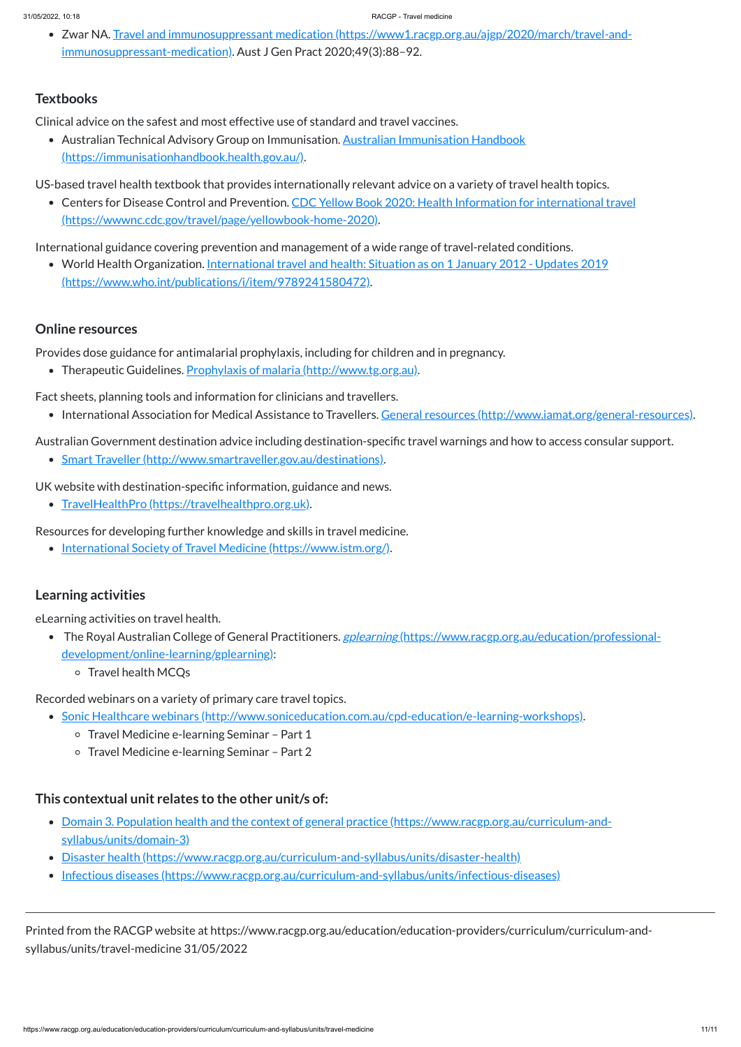- Zwar NA. [Travel and immunosuppressant medication (https://www1.racgp.org.au/ajgp/2020/march/travel-and-immunosuppressant-medication)](https://www1.racgp.org.au/ajgp/2020/march/travel-and-immunosuppressant-medication). Aust J Gen Pract 2020;49(3):88–92.

## Textbooks

Clinical advice on the safest and most effective use of standard and travel vaccines.

- Australian Technical Advisory Group on Immunisation. [Australian Immunisation Handbook (https://immunisationhandbook.health.gov.au/)](https://immunisationhandbook.health.gov.au/).

US-based travel health textbook that provides internationally relevant advice on a variety of travel health topics.

- Centers for Disease Control and Prevention. [CDC Yellow Book 2020: Health Information for international travel (https://wwwnc.cdc.gov/travel/page/yellowbook-home-2020)](https://wwwnc.cdc.gov/travel/page/yellowbook-home-2020).

International guidance covering prevention and management of a wide range of travel-related conditions.

- World Health Organization. [International travel and health: Situation as on 1 January 2012 - Updates 2019 (https://www.who.int/publications/i/item/9789241580472)](https://www.who.int/publications/i/item/9789241580472).

## Online resources

Provides dose guidance for antimalarial prophylaxis, including for children and in pregnancy.

- Therapeutic Guidelines. [Prophylaxis of malaria (http://www.tg.org.au)](http://www.tg.org.au).

Fact sheets, planning tools and information for clinicians and travellers.

- International Association for Medical Assistance to Travellers. [General resources (http://www.iamat.org/general-resources)](http://www.iamat.org/general-resources).

Australian Government destination advice including destination-specific travel warnings and how to access consular support.

- [Smart Traveller (http://www.smartraveller.gov.au/destinations)](http://www.smartraveller.gov.au/destinations).

UK website with destination-specific information, guidance and news.

- [TravelHealthPro (https://travelhealthpro.org.uk)](https://travelhealthpro.org.uk).

Resources for developing further knowledge and skills in travel medicine.

- [International Society of Travel Medicine (https://www.istm.org/)](https://www.istm.org/).

## Learning activities

eLearning activities on travel health.

- The Royal Australian College of General Practitioners. [*gplearning* (https://www.racgp.org.au/education/professional-development/online-learning/gplearning)](https://www.racgp.org.au/education/professional-development/online-learning/gplearning):
  - Travel health MCQs

Recorded webinars on a variety of primary care travel topics.

- [Sonic Healthcare webinars (http://www.soniceducation.com.au/cpd-education/e-learning-workshops)](http://www.soniceducation.com.au/cpd-education/e-learning-workshops).
  - Travel Medicine e-learning Seminar – Part 1
  - Travel Medicine e-learning Seminar – Part 2

## This contextual unit relates to the other unit/s of:

- [Domain 3. Population health and the context of general practice (https://www.racgp.org.au/curriculum-and-syllabus/units/domain-3)](https://www.racgp.org.au/curriculum-and-syllabus/units/domain-3)
- [Disaster health (https://www.racgp.org.au/curriculum-and-syllabus/units/disaster-health)](https://www.racgp.org.au/curriculum-and-syllabus/units/disaster-health)
- [Infectious diseases (https://www.racgp.org.au/curriculum-and-syllabus/units/infectious-diseases)](https://www.racgp.org.au/curriculum-and-syllabus/units/infectious-diseases)

---

Printed from the RACGP website at https://www.racgp.org.au/education/education-providers/curriculum/curriculum-and-syllabus/units/travel-medicine 31/05/2022